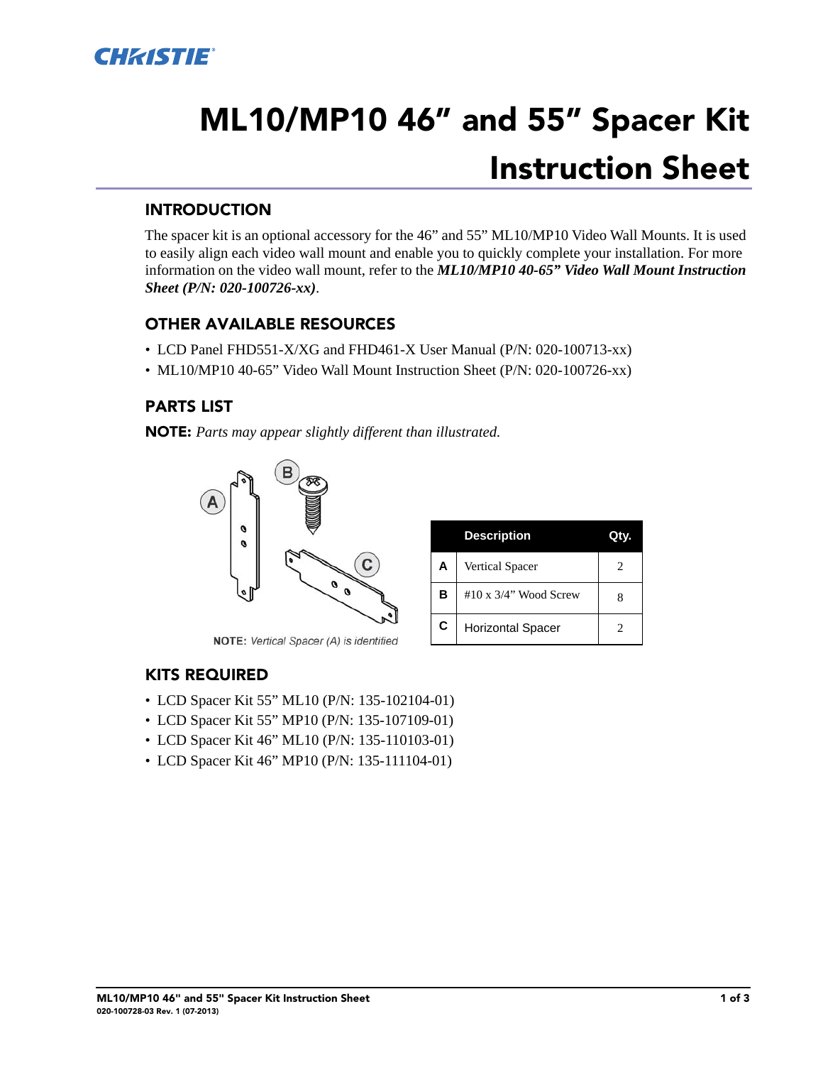# ML10/MP10 46" and 55" Spacer Kit Instruction Sheet

## INTRODUCTION

The spacer kit is an optional accessory for the 46" and 55" ML10/MP10 Video Wall Mounts. It is used to easily align each video wall mount and enable you to quickly complete your installation. For more information on the video wall mount, refer to the ***ML10/MP10 40-65" Video Wall Mount Instruction Sheet (P/N: 020-100726-xx)***.

## OTHER AVAILABLE RESOURCES

- LCD Panel FHD551-X/XG and FHD461-X User Manual (P/N: 020-100713-xx)
- ML10/MP10 40-65" Video Wall Mount Instruction Sheet (P/N: 020-100726-xx)

## PARTS LIST

**NOTE:** *Parts may appear slightly different than illustrated.*

**NOTE:** *Vertical Spacer (A) is identified*

| | Description | Qty. |
|---|---|---|
| A | Vertical Spacer | 2 |
| B | #10 x 3/4" Wood Screw | 8 |
| C | Horizontal Spacer | 2 |

## KITS REQUIRED

- LCD Spacer Kit 55" ML10 (P/N: 135-102104-01)
- LCD Spacer Kit 55" MP10 (P/N: 135-107109-01)
- LCD Spacer Kit 46" ML10 (P/N: 135-110103-01)
- LCD Spacer Kit 46" MP10 (P/N: 135-111104-01)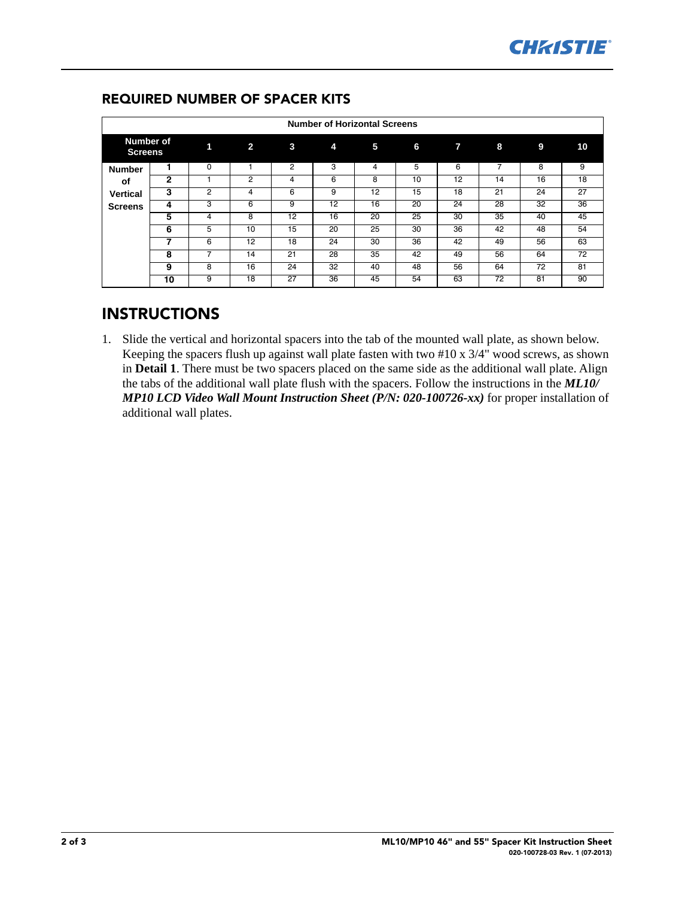## REQUIRED NUMBER OF SPACER KITS

| | Number of Horizontal Screens | | | | | | | | | | |
|---|---|---|---|---|---|---|---|---|---|---|---|
| **Number of Screens** | | **1** | **2** | **3** | **4** | **5** | **6** | **7** | **8** | **9** | **10** |
| **Number of Vertical Screens** | **1** | 0 | 1 | 2 | 3 | 4 | 5 | 6 | 7 | 8 | 9 |
| | **2** | 1 | 2 | 4 | 6 | 8 | 10 | 12 | 14 | 16 | 18 |
| | **3** | 2 | 4 | 6 | 9 | 12 | 15 | 18 | 21 | 24 | 27 |
| | **4** | 3 | 6 | 9 | 12 | 16 | 20 | 24 | 28 | 32 | 36 |
| | **5** | 4 | 8 | 12 | 16 | 20 | 25 | 30 | 35 | 40 | 45 |
| | **6** | 5 | 10 | 15 | 20 | 25 | 30 | 36 | 42 | 48 | 54 |
| | **7** | 6 | 12 | 18 | 24 | 30 | 36 | 42 | 49 | 56 | 63 |
| | **8** | 7 | 14 | 21 | 28 | 35 | 42 | 49 | 56 | 64 | 72 |
| | **9** | 8 | 16 | 24 | 32 | 40 | 48 | 56 | 64 | 72 | 81 |
| | **10** | 9 | 18 | 27 | 36 | 45 | 54 | 63 | 72 | 81 | 90 |

# INSTRUCTIONS

1. Slide the vertical and horizontal spacers into the tab of the mounted wall plate, as shown below. Keeping the spacers flush up against wall plate fasten with two #10 x 3/4" wood screws, as shown in **Detail 1**. There must be two spacers placed on the same side as the additional wall plate. Align the tabs of the additional wall plate flush with the spacers. Follow the instructions in the ***ML10/MP10 LCD Video Wall Mount Instruction Sheet (P/N: 020-100726-xx)*** for proper installation of additional wall plates.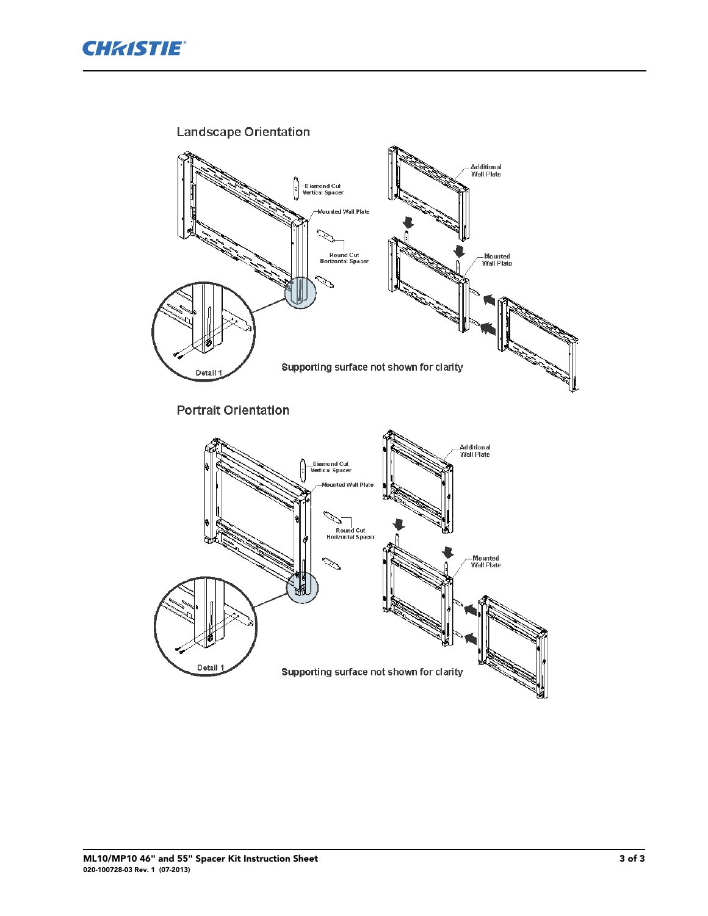## Landscape Orientation

Diamond Cut Vertical Spacer

Mounted Wall Plate

Round Cut Horizontal Spacer

Additional Wall Plate

Mounted Wall Plate

Detail 1

Supporting surface not shown for clarity

## Portrait Orientation

Diamond Cut Vertical Spacer

Mounted Wall Plate

Round Cut Horizontal Spacer

Additional Wall Plate

Mounted Wall Plate

Detail 1

Supporting surface not shown for clarity